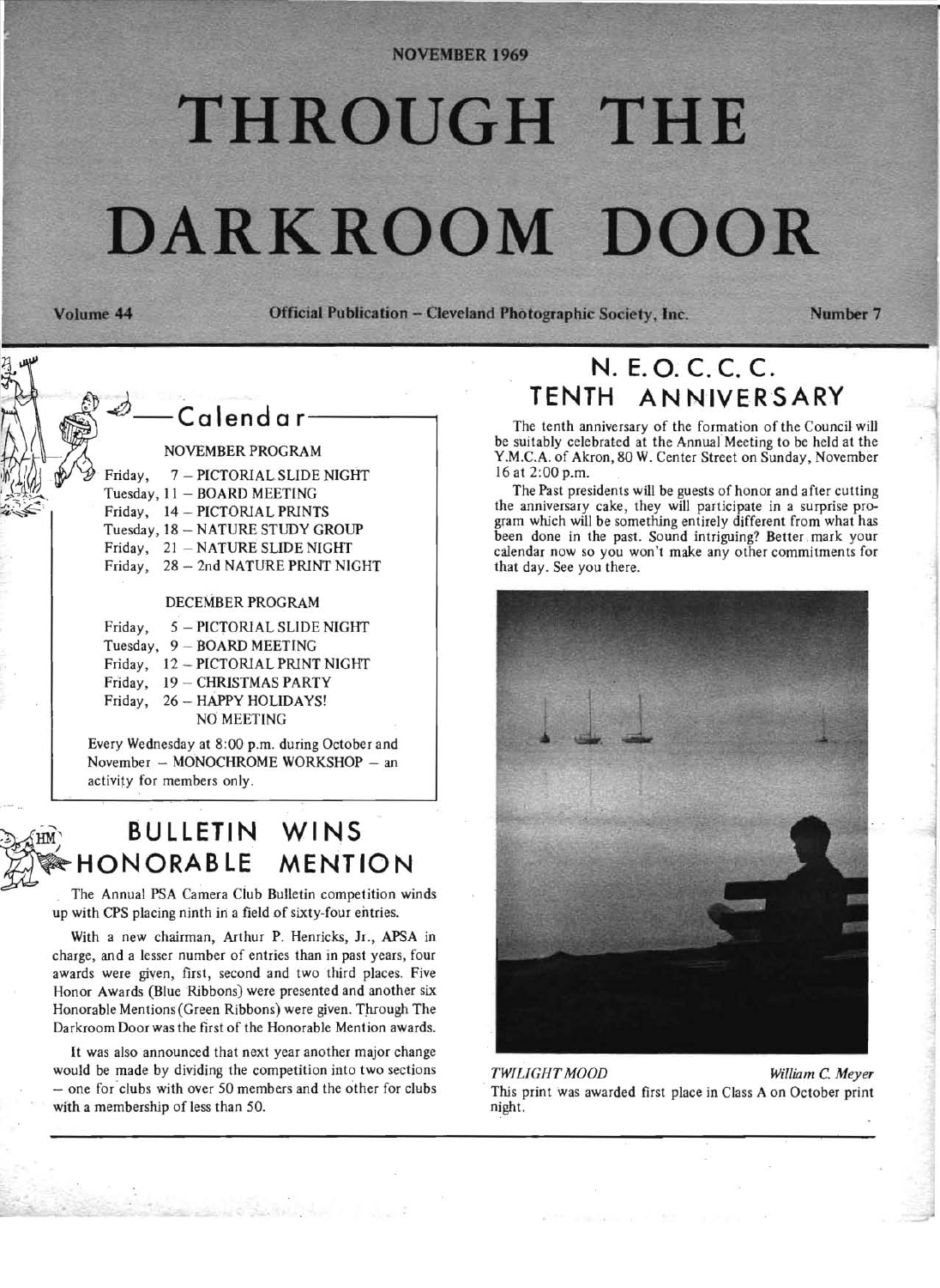NOVEMBER 1969

# THROUGH THE DARKROOM DOOR

Volume 44 — Official Publication – Cleveland Photographic Society, Inc. — Number 7

## Calendar

**NOVEMBER PROGRAM**

- Friday, 7 – PICTORIAL SLIDE NIGHT
- Tuesday, 11 – BOARD MEETING
- Friday, 14 – PICTORIAL PRINTS
- Tuesday, 18 – NATURE STUDY GROUP
- Friday, 21 – NATURE SLIDE NIGHT
- Friday, 28 – 2nd NATURE PRINT NIGHT

**DECEMBER PROGRAM**

- Friday, 5 – PICTORIAL SLIDE NIGHT
- Tuesday, 9 – BOARD MEETING
- Friday, 12 – PICTORIAL PRINT NIGHT
- Friday, 19 – CHRISTMAS PARTY
- Friday, 26 – HAPPY HOLIDAYS! NO MEETING

Every Wednesday at 8:00 p.m. during October and November – MONOCHROME WORKSHOP – an activity for members only.

## BULLETIN WINS HONORABLE MENTION

The Annual PSA Camera Club Bulletin competition winds up with CPS placing ninth in a field of sixty-four entries.

With a new chairman, Arthur P. Henricks, Jr., APSA in charge, and a lesser number of entries than in past years, four awards were given, first, second and two third places. Five Honor Awards (Blue Ribbons) were presented and another six Honorable Mentions (Green Ribbons) were given. Through The Darkroom Door was the first of the Honorable Mention awards.

It was also announced that next year another major change would be made by dividing the competition into two sections – one for clubs with over 50 members and the other for clubs with a membership of less than 50.

## N. E. O. C. C. C. TENTH ANNIVERSARY

The tenth anniversary of the formation of the Council will be suitably celebrated at the Annual Meeting to be held at the Y.M.C.A. of Akron, 80 W. Center Street on Sunday, November 16 at 2:00 p.m.

The Past presidents will be guests of honor and after cutting the anniversary cake, they will participate in a surprise program which will be something entirely different from what has been done in the past. Sound intriguing? Better mark your calendar now so you won't make any other commitments for that day. See you there.

*TWILIGHT MOOD* — *William C. Meyer*

This print was awarded first place in Class A on October print night.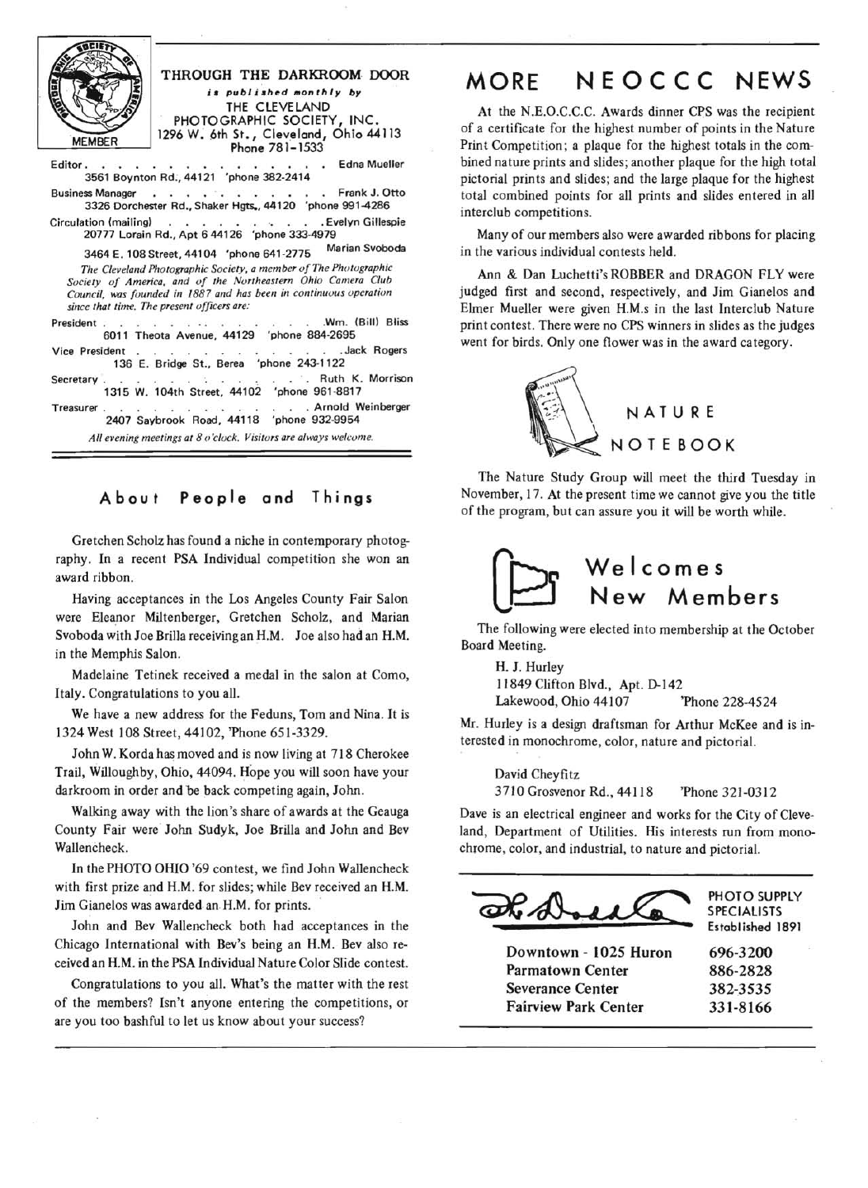MEMBER

**THROUGH THE DARKROOM DOOR**

*is published monthly by*

THE CLEVELAND PHOTOGRAPHIC SOCIETY, INC.
1296 W. 6th St., Cleveland, Ohio 44113
Phone 781-1533

Editor . . . . . . . . . . . . . . . Edna Mueller
3561 Boynton Rd., 44121 'phone 382-2414

Business Manager . . . . . . . . . . . Frank J. Otto
3326 Dorchester Rd., Shaker Hgts., 44120 'phone 991-4286

Circulation (mailing) . . . . . . . . . . Evelyn Gillespie
20777 Lorain Rd., Apt 6 44126 'phone 333-4979

Marian Svoboda
3464 E. 108 Street, 44104 'phone 641-2775

*The Cleveland Photographic Society, a member of The Photographic Society of America, and of the Northeastern Ohio Camera Club Council, was founded in 1887 and has been in continuous operation since that time. The present officers are:*

President . . . . . . . . . . . . . . Wm. (Bill) Bliss
6011 Theota Avenue, 44129 'phone 884-2695

Vice President . . . . . . . . . . . . . Jack Rogers
136 E. Bridge St., Berea 'phone 243-1122

Secretary . . . . . . . . . . . . . . Ruth K. Morrison
1315 W. 104th Street, 44102 'phone 961-8817

Treasurer . . . . . . . . . . . . . . Arnold Weinberger
2407 Saybrook Road, 44118 'phone 932-9954

*All evening meetings at 8 o'clock. Visitors are always welcome.*

## About People and Things

Gretchen Scholz has found a niche in contemporary photography. In a recent PSA Individual competition she won an award ribbon.

Having acceptances in the Los Angeles County Fair Salon were Eleanor Miltenberger, Gretchen Scholz, and Marian Svoboda with Joe Brilla receiving an H.M. Joe also had an H.M. in the Memphis Salon.

Madelaine Tetinek received a medal in the salon at Como, Italy. Congratulations to you all.

We have a new address for the Feduns, Tom and Nina. It is 1324 West 108 Street, 44102, 'Phone 651-3329.

John W. Korda has moved and is now living at 718 Cherokee Trail, Willoughby, Ohio, 44094. Hope you will soon have your darkroom in order and be back competing again, John.

Walking away with the lion's share of awards at the Geauga County Fair were John Sudyk, Joe Brilla and John and Bev Wallencheck.

In the PHOTO OHIO '69 contest, we find John Wallencheck with first prize and H.M. for slides; while Bev received an H.M. Jim Gianelos was awarded an H.M. for prints.

John and Bev Wallencheck both had acceptances in the Chicago International with Bev's being an H.M. Bev also received an H.M. in the PSA Individual Nature Color Slide contest.

Congratulations to you all. What's the matter with the rest of the members? Isn't anyone entering the competitions, or are you too bashful to let us know about your success?

## MORE NEOCCC NEWS

At the N.E.O.C.C.C. Awards dinner CPS was the recipient of a certificate for the highest number of points in the Nature Print Competition; a plaque for the highest totals in the combined nature prints and slides; another plaque for the high total pictorial prints and slides; and the large plaque for the highest total combined points for all prints and slides entered in all interclub competitions.

Many of our members also were awarded ribbons for placing in the various individual contests held.

Ann & Dan Luchetti's ROBBER and DRAGON FLY were judged first and second, respectively, and Jim Gianelos and Elmer Mueller were given H.M.s in the last Interclub Nature print contest. There were no CPS winners in slides as the judges went for birds. Only one flower was in the award category.

## NATURE NOTEBOOK

The Nature Study Group will meet the third Tuesday in November, 17. At the present time we cannot give you the title of the program, but can assure you it will be worth while.

## Welcomes New Members

The following were elected into membership at the October Board Meeting.

H. J. Hurley
11849 Clifton Blvd., Apt. D-142
Lakewood, Ohio 44107 'Phone 228-4524

Mr. Hurley is a design draftsman for Arthur McKee and is interested in monochrome, color, nature and pictorial.

David Cheyfitz
3710 Grosvenor Rd., 44118 'Phone 321-0312

Dave is an electrical engineer and works for the City of Cleveland, Department of Utilities. His interests run from monochrome, color, and industrial, to nature and pictorial.

The Dodd Co. — PHOTO SUPPLY SPECIALISTS — Established 1891

| | |
|---|---|
| Downtown - 1025 Huron | 696-3200 |
| Parmatown Center | 886-2828 |
| Severance Center | 382-3535 |
| Fairview Park Center | 331-8166 |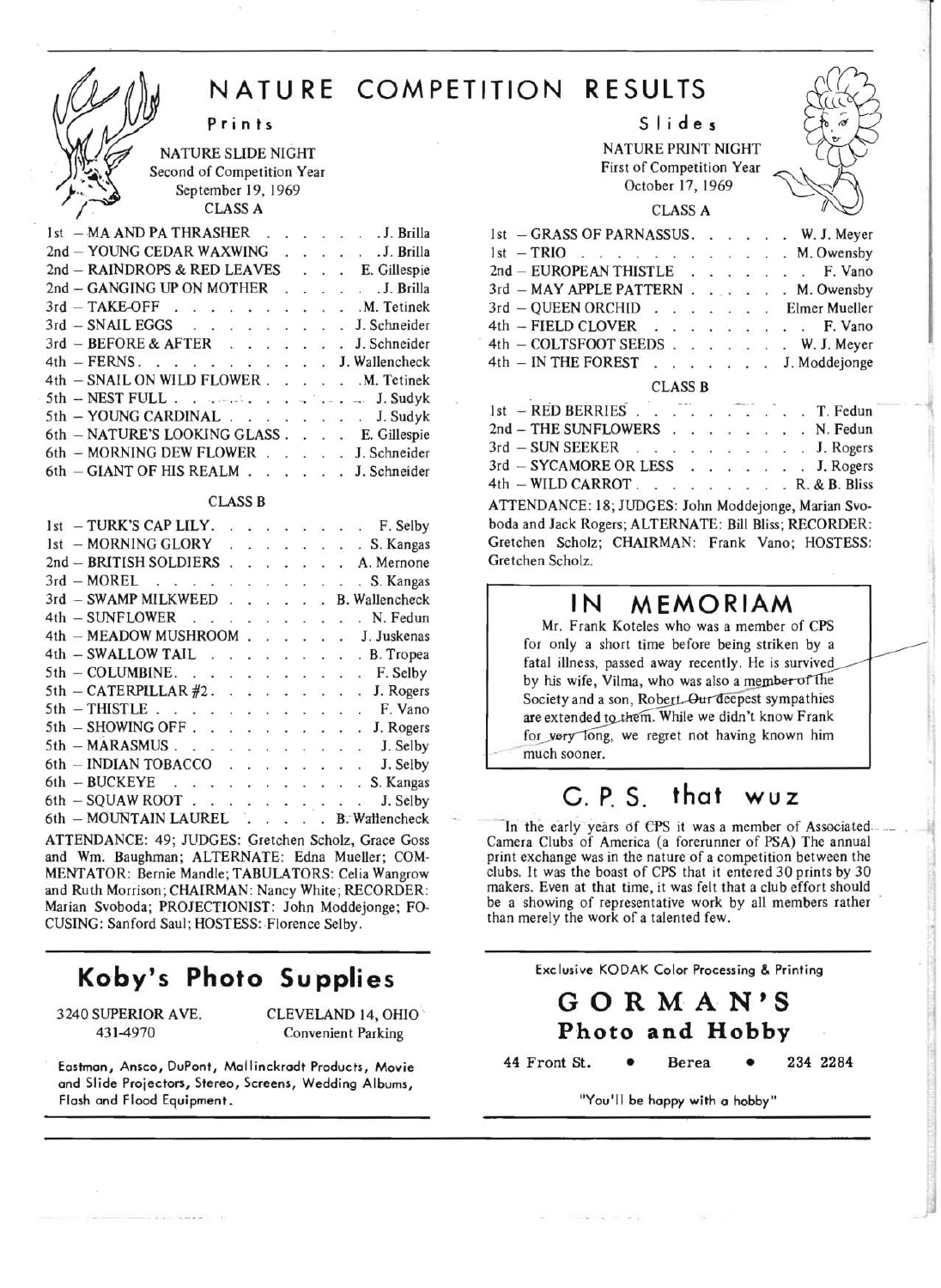# NATURE COMPETITION RESULTS

## Prints

NATURE SLIDE NIGHT
Second of Competition Year
September 19, 1969

### CLASS A

1st – MA AND PA THRASHER . . . . . . . J. Brilla
2nd – YOUNG CEDAR WAXWING . . . . . . J. Brilla
2nd – RAINDROPS & RED LEAVES . . . E. Gillespie
2nd – GANGING UP ON MOTHER . . . . . J. Brilla
3rd – TAKE-OFF . . . . . . . . . . . M. Tetinek
3rd – SNAIL EGGS . . . . . . . . . . J. Schneider
3rd – BEFORE & AFTER . . . . . . . . J. Schneider
4th – FERNS . . . . . . . . . . . . J. Wallencheck
4th – SNAIL ON WILD FLOWER . . . . . . M. Tetinek
5th – NEST FULL . . . . . . . . . . . J. Sudyk
5th – YOUNG CARDINAL . . . . . . . . . J. Sudyk
6th – NATURE'S LOOKING GLASS . . . . E. Gillespie
6th – MORNING DEW FLOWER . . . . . J. Schneider
6th – GIANT OF HIS REALM . . . . . . J. Schneider

### CLASS B

1st – TURK'S CAP LILY . . . . . . . . . . F. Selby
1st – MORNING GLORY . . . . . . . . . S. Kangas
2nd – BRITISH SOLDIERS . . . . . . . . A. Mernone
3rd – MOREL . . . . . . . . . . . . . S. Kangas
3rd – SWAMP MILKWEED . . . . . . . B. Wallencheck
4th – SUNFLOWER . . . . . . . . . . . N. Fedun
4th – MEADOW MUSHROOM . . . . . . . J. Juskenas
4th – SWALLOW TAIL . . . . . . . . . . B. Tropea
5th – COLUMBINE . . . . . . . . . . . . F. Selby
5th – CATERPILLAR #2 . . . . . . . . . . J. Rogers
5th – THISTLE . . . . . . . . . . . . . F. Vano
5th – SHOWING OFF . . . . . . . . . . . J. Rogers
5th – MARASMUS . . . . . . . . . . . . J. Selby
6th – INDIAN TOBACCO . . . . . . . . . . J. Selby
6th – BUCKEYE . . . . . . . . . . . . S. Kangas
6th – SQUAW ROOT . . . . . . . . . . . J. Selby
6th – MOUNTAIN LAUREL . . . . . . B. Wallencheck

ATTENDANCE: 49; JUDGES: Gretchen Scholz, Grace Goss and Wm. Baughman; ALTERNATE: Edna Mueller; COMMENTATOR: Bernie Mandle; TABULATORS: Celia Wangrow and Ruth Morrison; CHAIRMAN: Nancy White; RECORDER: Marian Svoboda; PROJECTIONIST: John Moddejonge; FOCUSING: Sanford Saul; HOSTESS: Florence Selby.

## Slides

NATURE PRINT NIGHT
First of Competition Year
October 17, 1969

### CLASS A

1st – GRASS OF PARNASSUS . . . . . . W. J. Meyer
1st – TRIO . . . . . . . . . . . . . M. Owensby
2nd – EUROPEAN THISTLE . . . . . . . . F. Vano
3rd – MAY APPLE PATTERN . . . . . . M. Owensby
3rd – QUEEN ORCHID . . . . . . . . Elmer Mueller
4th – FIELD CLOVER . . . . . . . . . . F. Vano
4th – COLTSFOOT SEEDS . . . . . . . . W. J. Meyer
4th – IN THE FOREST . . . . . . . . J. Moddejonge

### CLASS B

1st – RED BERRIES . . . . . . . . . . T. Fedun
2nd – THE SUNFLOWERS . . . . . . . . . N. Fedun
3rd – SUN SEEKER . . . . . . . . . . . J. Rogers
3rd – SYCAMORE OR LESS . . . . . . . . J. Rogers
4th – WILD CARROT . . . . . . . . . R. & B. Bliss

ATTENDANCE: 18; JUDGES: John Moddejonge, Marian Svoboda and Jack Rogers; ALTERNATE: Bill Bliss; RECORDER: Gretchen Scholz; CHAIRMAN: Frank Vano; HOSTESS: Gretchen Scholz.

## IN MEMORIAM

Mr. Frank Koteles who was a member of CPS for only a short time before being striken by a fatal illness, passed away recently. He is survived by his wife, Vilma, who was also a member of the Society and a son, Robert. Our deepest sympathies are extended to them. While we didn't know Frank for very long, we regret not having known him much sooner.

## C. P. S. that wuz

In the early years of CPS it was a member of Associated Camera Clubs of America (a forerunner of PSA) The annual print exchange was in the nature of a competition between the clubs. It was the boast of CPS that it entered 30 prints by 30 makers. Even at that time, it was felt that a club effort should be a showing of representative work by all members rather than merely the work of a talented few.

## Koby's Photo Supplies

3240 SUPERIOR AVE.
431-4970

CLEVELAND 14, OHIO
Convenient Parking

Eastman, Ansco, DuPont, Mallinckrodt Products, Movie and Slide Projectors, Stereo, Screens, Wedding Albums, Flash and Flood Equipment.

Exclusive KODAK Color Processing & Printing

## GORMAN'S
## Photo and Hobby

44 Front St. • Berea • 234 2284

"You'll be happy with a hobby"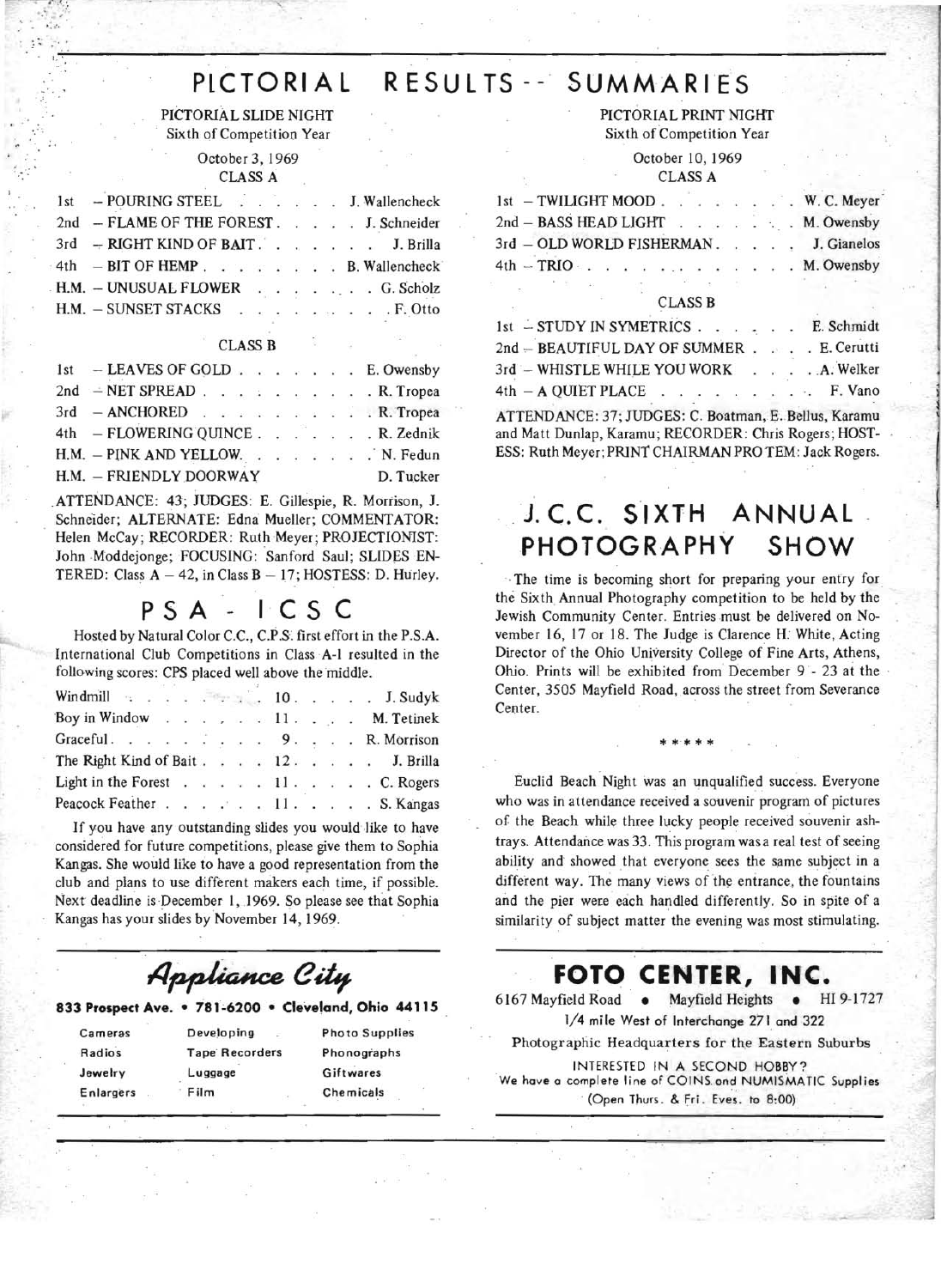# PICTORIAL RESULTS -- SUMMARIES

## PICTORIAL SLIDE NIGHT

Sixth of Competition Year

October 3, 1969

### CLASS A

| | | |
|---|---|---|
| 1st | – POURING STEEL | J. Wallencheck |
| 2nd | – FLAME OF THE FOREST | J. Schneider |
| 3rd | – RIGHT KIND OF BAIT | J. Brilla |
| 4th | – BIT OF HEMP | B. Wallencheck |
| H.M. | – UNUSUAL FLOWER | G. Scholz |
| H.M. | – SUNSET STACKS | F. Otto |

### CLASS B

| | | |
|---|---|---|
| 1st | – LEAVES OF GOLD | E. Owensby |
| 2nd | – NET SPREAD | R. Tropea |
| 3rd | – ANCHORED | R. Tropea |
| 4th | – FLOWERING QUINCE | R. Zednik |
| H.M. | – PINK AND YELLOW | N. Fedun |
| H.M. | – FRIENDLY DOORWAY | D. Tucker |

ATTENDANCE: 43; JUDGES: E. Gillespie, R. Morrison, J. Schneider; ALTERNATE: Edna Mueller; COMMENTATOR: Helen McCay; RECORDER: Ruth Meyer; PROJECTIONIST: John Moddejonge; FOCUSING: Sanford Saul; SLIDES ENTERED: Class A – 42, in Class B – 17; HOSTESS: D. Hurley.

## PSA - ICSC

Hosted by Natural Color C.C., C.P.S. first effort in the P.S.A. International Club Competitions in Class A-1 resulted in the following scores: CPS placed well above the middle.

| | | |
|---|---|---|
| Windmill | 10 | J. Sudyk |
| Boy in Window | 11 | M. Tetinek |
| Graceful | 9 | R. Morrison |
| The Right Kind of Bait | 12 | J. Brilla |
| Light in the Forest | 11 | C. Rogers |
| Peacock Feather | 11 | S. Kangas |

If you have any outstanding slides you would like to have considered for future competitions, please give them to Sophia Kangas. She would like to have a good representation from the club and plans to use different makers each time, if possible. Next deadline is December 1, 1969. So please see that Sophia Kangas has your slides by November 14, 1969.

## PICTORIAL PRINT NIGHT

Sixth of Competition Year

October 10, 1969

### CLASS A

| | | |
|---|---|---|
| 1st | – TWILIGHT MOOD | W. C. Meyer |
| 2nd | – BASS HEAD LIGHT | M. Owensby |
| 3rd | – OLD WORLD FISHERMAN | J. Gianelos |
| 4th | – TRIO | M. Owensby |

### CLASS B

| | | |
|---|---|---|
| 1st | – STUDY IN SYMETRICS | E. Schmidt |
| 2nd | – BEAUTIFUL DAY OF SUMMER | E. Cerutti |
| 3rd | – WHISTLE WHILE YOU WORK | A. Welker |
| 4th | – A QUIET PLACE | F. Vano |

ATTENDANCE: 37; JUDGES: C. Boatman, E. Bellus, Karamu and Matt Dunlap, Karamu; RECORDER: Chris Rogers; HOSTESS: Ruth Meyer; PRINT CHAIRMAN PRO TEM: Jack Rogers.

## J.C.C. SIXTH ANNUAL PHOTOGRAPHY SHOW

The time is becoming short for preparing your entry for the Sixth Annual Photography competition to be held by the Jewish Community Center. Entries must be delivered on November 16, 17 or 18. The Judge is Clarence H. White, Acting Director of the Ohio University College of Fine Arts, Athens, Ohio. Prints will be exhibited from December 9 - 23 at the Center, 3505 Mayfield Road, across the street from Severance Center.

\* \* \* \* \*

Euclid Beach Night was an unqualified success. Everyone who was in attendance received a souvenir program of pictures of the Beach while three lucky people received souvenir ashtrays. Attendance was 33. This program was a real test of seeing ability and showed that everyone sees the same subject in a different way. The many views of the entrance, the fountains and the pier were each handled differently. So in spite of a similarity of subject matter the evening was most stimulating.

---

**Appliance City**

**833 Prospect Ave. • 781-6200 • Cleveland, Ohio 44115**

| | | |
|---|---|---|
| Cameras | Developing | Photo Supplies |
| Radios | Tape Recorders | Phonographs |
| Jewelry | Luggage | Giftwares |
| Enlargers | Film | Chemicals |

---

**FOTO CENTER, INC.**

6167 Mayfield Road • Mayfield Heights • HI 9-1727

1/4 mile West of Interchange 271 and 322

Photographic Headquarters for the Eastern Suburbs

INTERESTED IN A SECOND HOBBY?
We have a complete line of COINS and NUMISMATIC Supplies
(Open Thurs. & Fri. Eves. to 8:00)